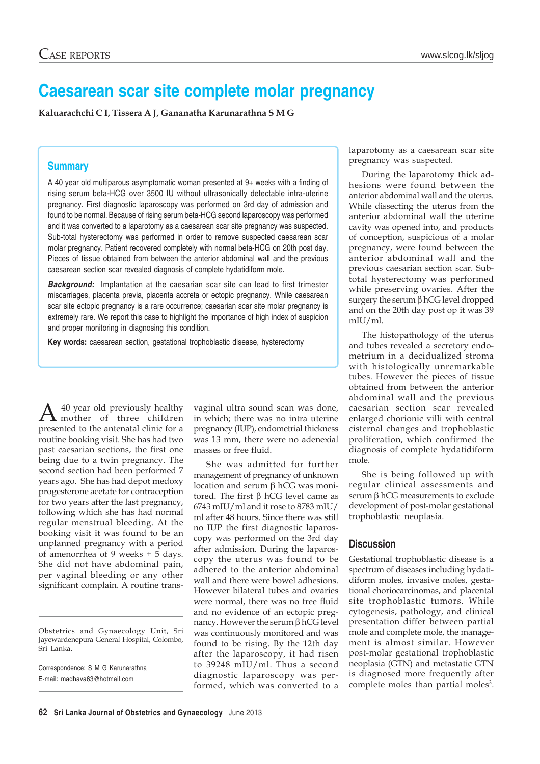# Caesarean scar site complete molar pregnancy

**Kaluarachchi C I, Tissera A J, Gananatha Karunarathna S M G**

## Summary

A 40 year old multiparous asymptomatic woman presented at 9+ weeks with a finding of rising serum beta-HCG over 3500 IU without ultrasonically detectable intra-uterine pregnancy. First diagnostic laparoscopy was performed on 3rd day of admission and found to be normal. Because of rising serum beta-HCG second laparoscopy was performed and it was converted to a laparotomy as a caesarean scar site pregnancy was suspected. Sub-total hysterectomy was performed in order to remove suspected caesarean scar molar pregnancy. Patient recovered completely with normal beta-HCG on 20th post day. Pieces of tissue obtained from between the anterior abdominal wall and the previous caesarean section scar revealed diagnosis of complete hydatidiform mole.

***Background:*** Implantation at the caesarian scar site can lead to first trimester miscarriages, placenta previa, placenta accreta or ectopic pregnancy. While caesarean scar site ectopic pregnancy is a rare occurrence; caesarian scar site molar pregnancy is extremely rare. We report this case to highlight the importance of high index of suspicion and proper monitoring in diagnosing this condition.

**Key words:** caesarean section, gestational trophoblastic disease, hysterectomy

A 40 year old previously healthy mother of three children presented to the antenatal clinic for a routine booking visit. She has had two past caesarian sections, the first one being due to a twin pregnancy. The second section had been performed 7 years ago. She has had depot medoxy progesterone acetate for contraception for two years after the last pregnancy, following which she has had normal regular menstrual bleeding. At the booking visit it was found to be an unplanned pregnancy with a period of amenorrhea of 9 weeks + 5 days. She did not have abdominal pain, per vaginal bleeding or any other significant complain. A routine trans-vaginal ultra sound scan was done, in which; there was no intra uterine pregnancy (IUP), endometrial thickness was 13 mm, there were no adenexial masses or free fluid.

She was admitted for further management of pregnancy of unknown location and serum β hCG was monitored. The first β hCG level came as 6743 mIU/ml and it rose to 8783 mIU/ml after 48 hours. Since there was still no IUP the first diagnostic laparoscopy was performed on the 3rd day after admission. During the laparoscopy the uterus was found to be adhered to the anterior abdominal wall and there were bowel adhesions. However bilateral tubes and ovaries were normal, there was no free fluid and no evidence of an ectopic pregnancy. However the serum β hCG level was continuously monitored and was found to be rising. By the 12th day after the laparoscopy, it had risen to 39248 mIU/ml. Thus a second diagnostic laparoscopy was performed, which was converted to a laparotomy as a caesarean scar site pregnancy was suspected.

During the laparotomy thick adhesions were found between the anterior abdominal wall and the uterus. While dissecting the uterus from the anterior abdominal wall the uterine cavity was opened into, and products of conception, suspicious of a molar pregnancy, were found between the anterior abdominal wall and the previous caesarian section scar. Sub-total hysterectomy was performed while preserving ovaries. After the surgery the serum β hCG level dropped and on the 20th day post op it was 39 mIU/ml.

The histopathology of the uterus and tubes revealed a secretory endometrium in a decidualized stroma with histologically unremarkable tubes. However the pieces of tissue obtained from between the anterior abdominal wall and the previous caesarian section scar revealed enlarged chorionic villi with central cisternal changes and trophoblastic proliferation, which confirmed the diagnosis of complete hydatidiform mole.

She is being followed up with regular clinical assessments and serum β hCG measurements to exclude development of post-molar gestational trophoblastic neoplasia.

## Discussion

Gestational trophoblastic disease is a spectrum of diseases including hydatidiform moles, invasive moles, gestational choriocarcinomas, and placental site trophoblastic tumors. While cytogenesis, pathology, and clinical presentation differ between partial mole and complete mole, the management is almost similar. However post-molar gestational trophoblastic neoplasia (GTN) and metastatic GTN is diagnosed more frequently after complete moles than partial moles[3].

Obstetrics and Gynaecology Unit, Sri Jayewardenepura General Hospital, Colombo, Sri Lanka.

Correspondence: S M G Karunarathna
E-mail: madhava63@hotmail.com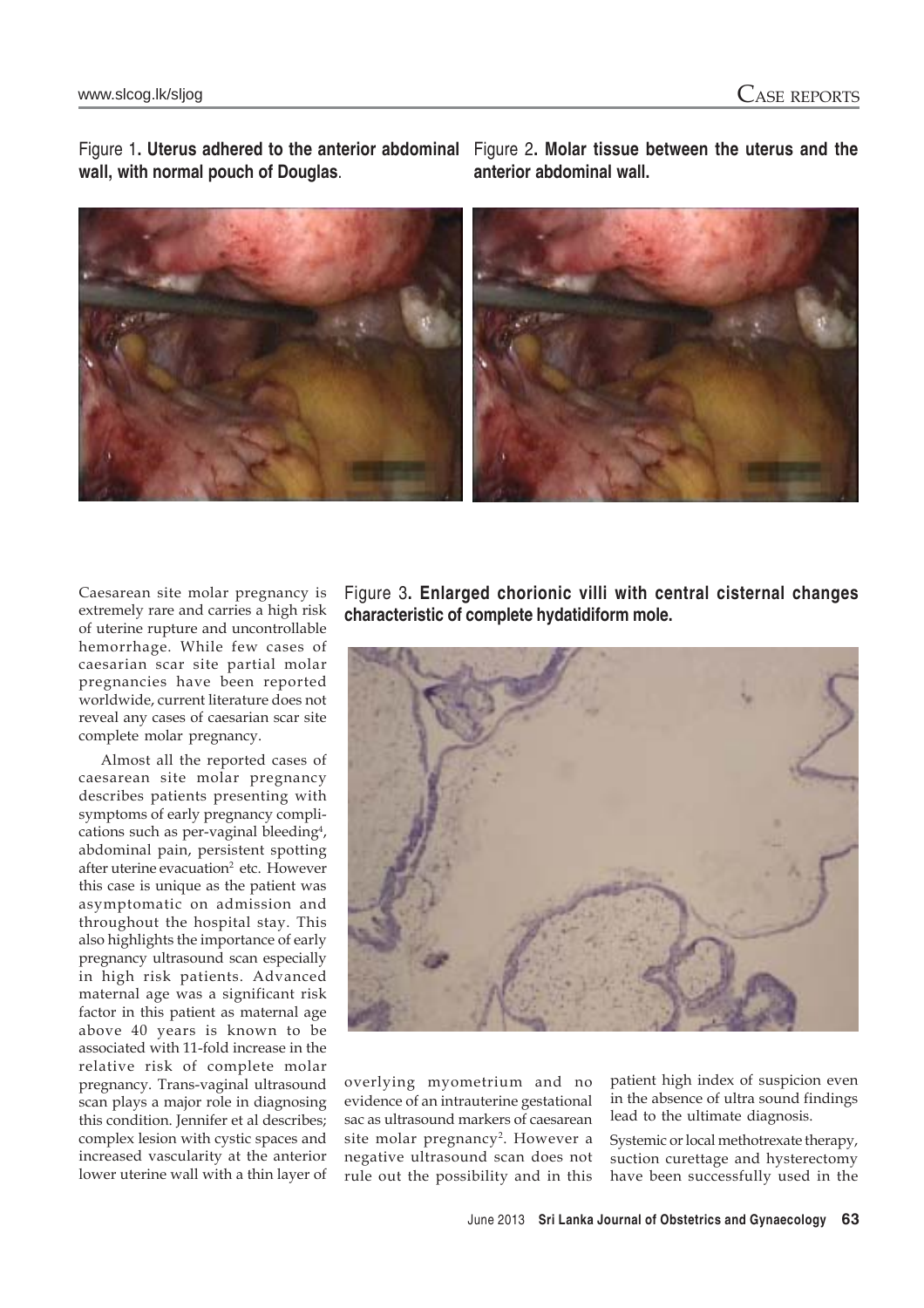Figure 1. **Uterus adhered to the anterior abdominal wall, with normal pouch of Douglas**.

Figure 2. **Molar tissue between the uterus and the anterior abdominal wall.**

Caesarean site molar pregnancy is extremely rare and carries a high risk of uterine rupture and uncontrollable hemorrhage. While few cases of caesarian scar site partial molar pregnancies have been reported worldwide, current literature does not reveal any cases of caesarian scar site complete molar pregnancy.

Almost all the reported cases of caesarean site molar pregnancy describes patients presenting with symptoms of early pregnancy complications such as per-vaginal bleeding[4], abdominal pain, persistent spotting after uterine evacuation[2] etc. However this case is unique as the patient was asymptomatic on admission and throughout the hospital stay. This also highlights the importance of early pregnancy ultrasound scan especially in high risk patients. Advanced maternal age was a significant risk factor in this patient as maternal age above 40 years is known to be associated with 11-fold increase in the relative risk of complete molar pregnancy. Trans-vaginal ultrasound scan plays a major role in diagnosing this condition. Jennifer et al describes; complex lesion with cystic spaces and increased vascularity at the anterior lower uterine wall with a thin layer of overlying myometrium and no evidence of an intrauterine gestational sac as ultrasound markers of caesarean site molar pregnancy[2]. However a negative ultrasound scan does not rule out the possibility and in this patient high index of suspicion even in the absence of ultra sound findings lead to the ultimate diagnosis.

Figure 3. **Enlarged chorionic villi with central cisternal changes characteristic of complete hydatidiform mole.**

Systemic or local methotrexate therapy, suction curettage and hysterectomy have been successfully used in the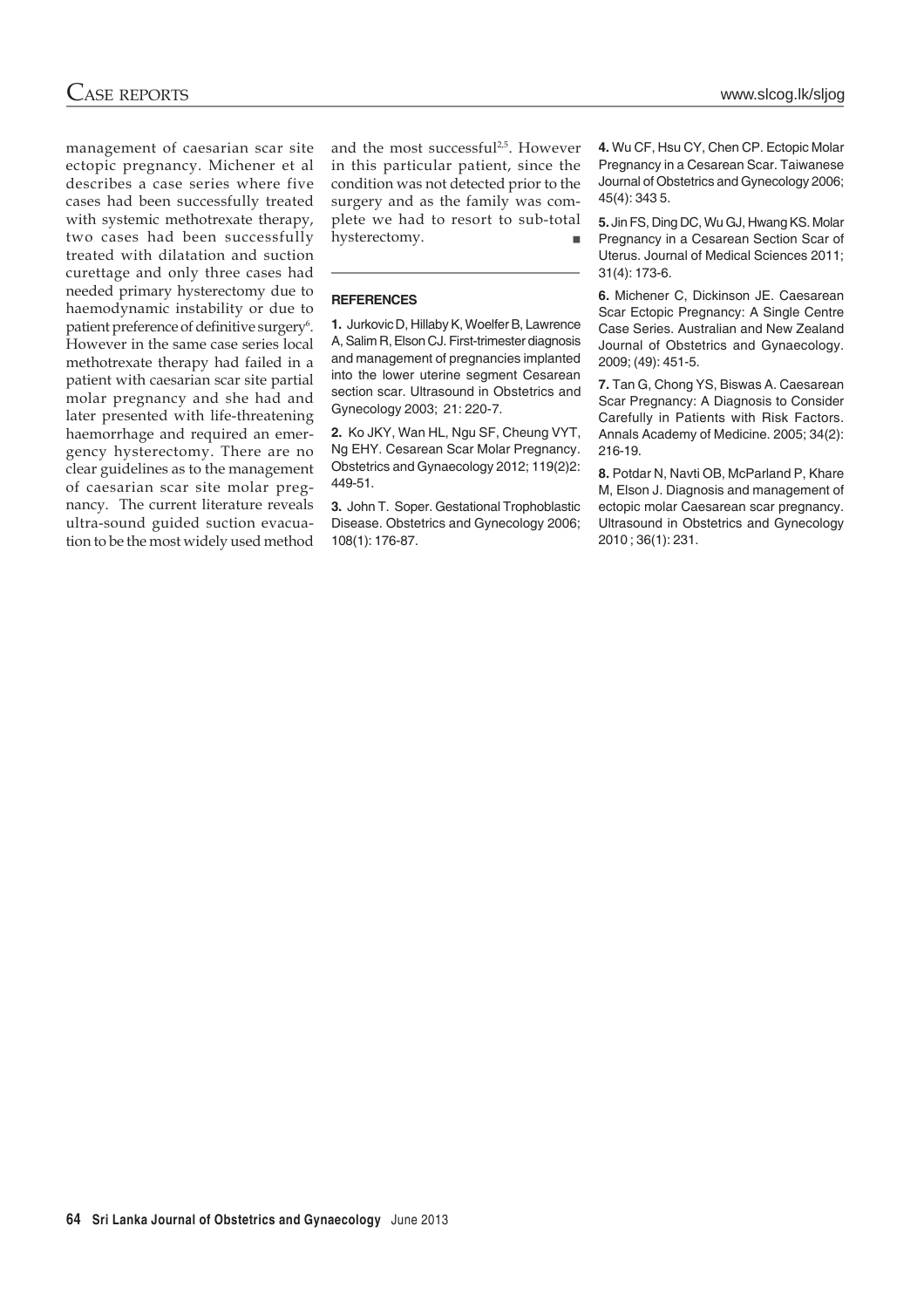management of caesarian scar site ectopic pregnancy. Michener et al describes a case series where five cases had been successfully treated with systemic methotrexate therapy, two cases had been successfully treated with dilatation and suction curettage and only three cases had needed primary hysterectomy due to haemodynamic instability or due to patient preference of definitive surgery[6]. However in the same case series local methotrexate therapy had failed in a patient with caesarian scar site partial molar pregnancy and she had and later presented with life-threatening haemorrhage and required an emergency hysterectomy. There are no clear guidelines as to the management of caesarian scar site molar pregnancy. The current literature reveals ultra-sound guided suction evacuation to be the most widely used method and the most successful[2,5]. However in this particular patient, since the condition was not detected prior to the surgery and as the family was complete we had to resort to sub-total hysterectomy. ■

## REFERENCES

**1.** Jurkovic D, Hillaby K, Woelfer B, Lawrence A, Salim R, Elson CJ. First-trimester diagnosis and management of pregnancies implanted into the lower uterine segment Cesarean section scar. Ultrasound in Obstetrics and Gynecology 2003; 21: 220-7.

**2.** Ko JKY, Wan HL, Ngu SF, Cheung VYT, Ng EHY. Cesarean Scar Molar Pregnancy. Obstetrics and Gynaecology 2012; 119(2)2: 449-51.

**3.** John T. Soper. Gestational Trophoblastic Disease. Obstetrics and Gynecology 2006; 108(1): 176-87.

**4.** Wu CF, Hsu CY, Chen CP. Ectopic Molar Pregnancy in a Cesarean Scar. Taiwanese Journal of Obstetrics and Gynecology 2006; 45(4): 343 5.

**5.** Jin FS, Ding DC, Wu GJ, Hwang KS. Molar Pregnancy in a Cesarean Section Scar of Uterus. Journal of Medical Sciences 2011; 31(4): 173-6.

**6.** Michener C, Dickinson JE. Caesarean Scar Ectopic Pregnancy: A Single Centre Case Series. Australian and New Zealand Journal of Obstetrics and Gynaecology. 2009; (49): 451-5.

**7.** Tan G, Chong YS, Biswas A. Caesarean Scar Pregnancy: A Diagnosis to Consider Carefully in Patients with Risk Factors. Annals Academy of Medicine. 2005; 34(2): 216-19.

**8.** Potdar N, Navti OB, McParland P, Khare M, Elson J. Diagnosis and management of ectopic molar Caesarean scar pregnancy. Ultrasound in Obstetrics and Gynecology 2010 ; 36(1): 231.